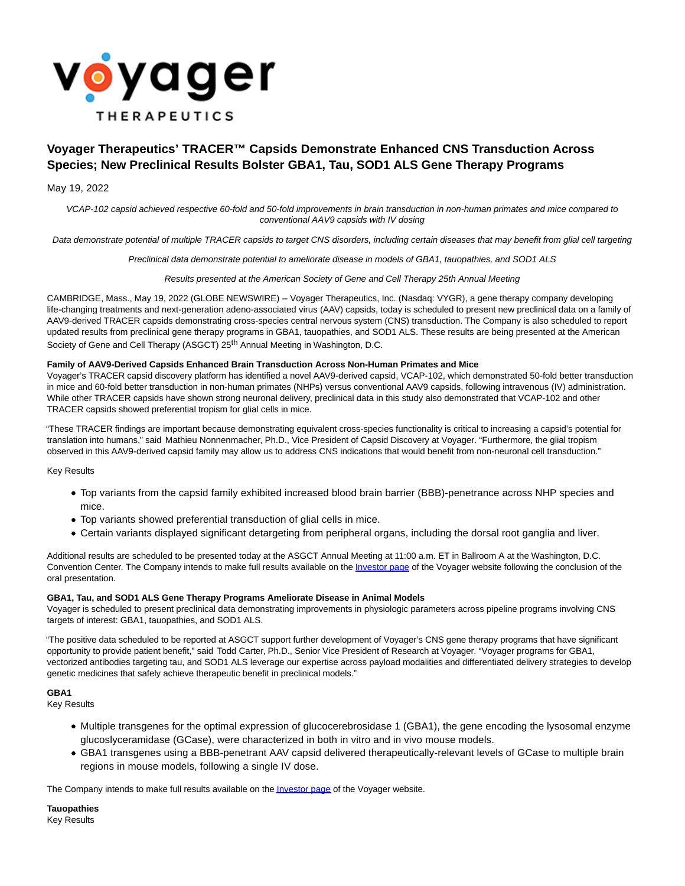# Voyager Therapeutics' TRACER™ Capsids Demonstrate Enhanced CNS Transduction Across Species; New Preclinical Results Bolster GBA1, Tau, SOD1 ALS Gene Therapy Programs

May 19, 2022

*VCAP-102 capsid achieved respective 60-fold and 50-fold improvements in brain transduction in non-human primates and mice compared to conventional AAV9 capsids with IV dosing*

*Data demonstrate potential of multiple TRACER capsids to target CNS disorders, including certain diseases that may benefit from glial cell targeting*

*Preclinical data demonstrate potential to ameliorate disease in models of GBA1, tauopathies, and SOD1 ALS*

*Results presented at the American Society of Gene and Cell Therapy 25th Annual Meeting*

CAMBRIDGE, Mass., May 19, 2022 (GLOBE NEWSWIRE) -- Voyager Therapeutics, Inc. (Nasdaq: VYGR), a gene therapy company developing life-changing treatments and next-generation adeno-associated virus (AAV) capsids, today is scheduled to present new preclinical data on a family of AAV9-derived TRACER capsids demonstrating cross-species central nervous system (CNS) transduction. The Company is also scheduled to report updated results from preclinical gene therapy programs in GBA1, tauopathies, and SOD1 ALS. These results are being presented at the American Society of Gene and Cell Therapy (ASGCT) 25th Annual Meeting in Washington, D.C.

**Family of AAV9-Derived Capsids Enhanced Brain Transduction Across Non-Human Primates and Mice**

Voyager's TRACER capsid discovery platform has identified a novel AAV9-derived capsid, VCAP-102, which demonstrated 50-fold better transduction in mice and 60-fold better transduction in non-human primates (NHPs) versus conventional AAV9 capsids, following intravenous (IV) administration. While other TRACER capsids have shown strong neuronal delivery, preclinical data in this study also demonstrated that VCAP-102 and other TRACER capsids showed preferential tropism for glial cells in mice.

"These TRACER findings are important because demonstrating equivalent cross-species functionality is critical to increasing a capsid's potential for translation into humans," said Mathieu Nonnenmacher, Ph.D., Vice President of Capsid Discovery at Voyager. "Furthermore, the glial tropism observed in this AAV9-derived capsid family may allow us to address CNS indications that would benefit from non-neuronal cell transduction."

Key Results

- Top variants from the capsid family exhibited increased blood brain barrier (BBB)-penetrance across NHP species and mice.
- Top variants showed preferential transduction of glial cells in mice.
- Certain variants displayed significant detargeting from peripheral organs, including the dorsal root ganglia and liver.

Additional results are scheduled to be presented today at the ASGCT Annual Meeting at 11:00 a.m. ET in Ballroom A at the Washington, D.C. Convention Center. The Company intends to make full results available on the Investor page of the Voyager website following the conclusion of the oral presentation.

**GBA1, Tau, and SOD1 ALS Gene Therapy Programs Ameliorate Disease in Animal Models**

Voyager is scheduled to present preclinical data demonstrating improvements in physiologic parameters across pipeline programs involving CNS targets of interest: GBA1, tauopathies, and SOD1 ALS.

"The positive data scheduled to be reported at ASGCT support further development of Voyager's CNS gene therapy programs that have significant opportunity to provide patient benefit," said Todd Carter, Ph.D., Senior Vice President of Research at Voyager. "Voyager programs for GBA1, vectorized antibodies targeting tau, and SOD1 ALS leverage our expertise across payload modalities and differentiated delivery strategies to develop genetic medicines that safely achieve therapeutic benefit in preclinical models."

**GBA1**

Key Results

- Multiple transgenes for the optimal expression of glucocerebrosidase 1 (GBA1), the gene encoding the lysosomal enzyme glucoslyceramidase (GCase), were characterized in both in vitro and in vivo mouse models.
- GBA1 transgenes using a BBB-penetrant AAV capsid delivered therapeutically-relevant levels of GCase to multiple brain regions in mouse models, following a single IV dose.

The Company intends to make full results available on the Investor page of the Voyager website.

**Tauopathies**

Key Results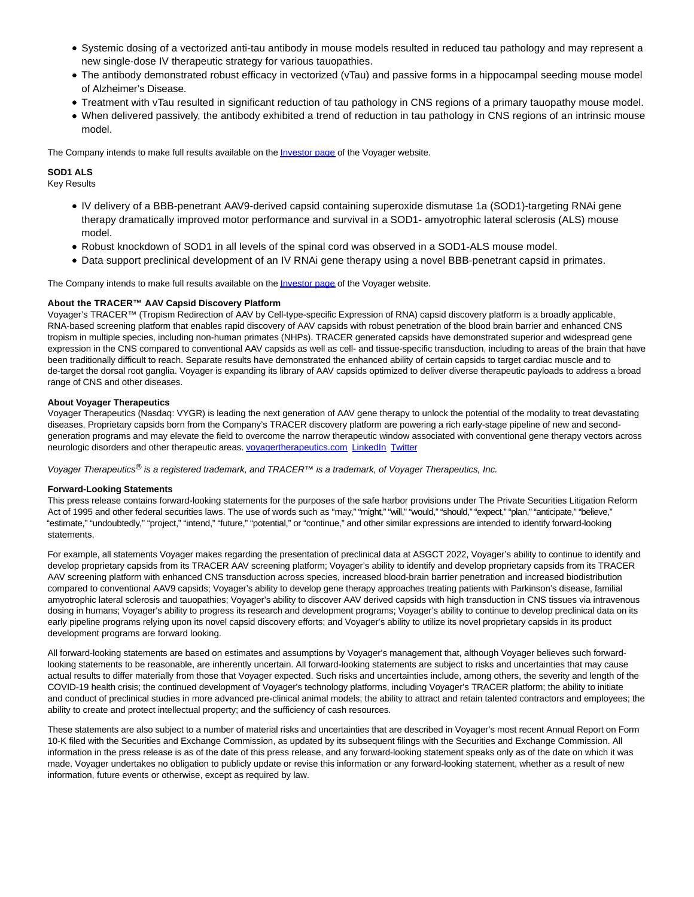- Systemic dosing of a vectorized anti-tau antibody in mouse models resulted in reduced tau pathology and may represent a new single-dose IV therapeutic strategy for various tauopathies.
- The antibody demonstrated robust efficacy in vectorized (vTau) and passive forms in a hippocampal seeding mouse model of Alzheimer's Disease.
- Treatment with vTau resulted in significant reduction of tau pathology in CNS regions of a primary tauopathy mouse model.
- When delivered passively, the antibody exhibited a trend of reduction in tau pathology in CNS regions of an intrinsic mouse model.

The Company intends to make full results available on the Investor page of the Voyager website.

**SOD1 ALS**

Key Results

- IV delivery of a BBB-penetrant AAV9-derived capsid containing superoxide dismutase 1a (SOD1)-targeting RNAi gene therapy dramatically improved motor performance and survival in a SOD1- amyotrophic lateral sclerosis (ALS) mouse model.
- Robust knockdown of SOD1 in all levels of the spinal cord was observed in a SOD1-ALS mouse model.
- Data support preclinical development of an IV RNAi gene therapy using a novel BBB-penetrant capsid in primates.

The Company intends to make full results available on the Investor page of the Voyager website.

**About the TRACER™ AAV Capsid Discovery Platform**

Voyager's TRACER™ (Tropism Redirection of AAV by Cell-type-specific Expression of RNA) capsid discovery platform is a broadly applicable, RNA-based screening platform that enables rapid discovery of AAV capsids with robust penetration of the blood brain barrier and enhanced CNS tropism in multiple species, including non-human primates (NHPs). TRACER generated capsids have demonstrated superior and widespread gene expression in the CNS compared to conventional AAV capsids as well as cell- and tissue-specific transduction, including to areas of the brain that have been traditionally difficult to reach. Separate results have demonstrated the enhanced ability of certain capsids to target cardiac muscle and to de-target the dorsal root ganglia. Voyager is expanding its library of AAV capsids optimized to deliver diverse therapeutic payloads to address a broad range of CNS and other diseases.

**About Voyager Therapeutics**

Voyager Therapeutics (Nasdaq: VYGR) is leading the next generation of AAV gene therapy to unlock the potential of the modality to treat devastating diseases. Proprietary capsids born from the Company's TRACER discovery platform are powering a rich early-stage pipeline of new and second-generation programs and may elevate the field to overcome the narrow therapeutic window associated with conventional gene therapy vectors across neurologic disorders and other therapeutic areas. voyagertherapeutics.com LinkedIn Twitter

*Voyager Therapeutics® is a registered trademark, and TRACER™ is a trademark, of Voyager Therapeutics, Inc.*

**Forward-Looking Statements**

This press release contains forward-looking statements for the purposes of the safe harbor provisions under The Private Securities Litigation Reform Act of 1995 and other federal securities laws. The use of words such as "may," "might," "will," "would," "should," "expect," "plan," "anticipate," "believe," "estimate," "undoubtedly," "project," "intend," "future," "potential," or "continue," and other similar expressions are intended to identify forward-looking statements.

For example, all statements Voyager makes regarding the presentation of preclinical data at ASGCT 2022, Voyager's ability to continue to identify and develop proprietary capsids from its TRACER AAV screening platform; Voyager's ability to identify and develop proprietary capsids from its TRACER AAV screening platform with enhanced CNS transduction across species, increased blood-brain barrier penetration and increased biodistribution compared to conventional AAV9 capsids; Voyager's ability to develop gene therapy approaches treating patients with Parkinson's disease, familial amyotrophic lateral sclerosis and tauopathies; Voyager's ability to discover AAV derived capsids with high transduction in CNS tissues via intravenous dosing in humans; Voyager's ability to progress its research and development programs; Voyager's ability to continue to develop preclinical data on its early pipeline programs relying upon its novel capsid discovery efforts; and Voyager's ability to utilize its novel proprietary capsids in its product development programs are forward looking.

All forward-looking statements are based on estimates and assumptions by Voyager's management that, although Voyager believes such forward-looking statements to be reasonable, are inherently uncertain. All forward-looking statements are subject to risks and uncertainties that may cause actual results to differ materially from those that Voyager expected. Such risks and uncertainties include, among others, the severity and length of the COVID-19 health crisis; the continued development of Voyager's technology platforms, including Voyager's TRACER platform; the ability to initiate and conduct of preclinical studies in more advanced pre-clinical animal models; the ability to attract and retain talented contractors and employees; the ability to create and protect intellectual property; and the sufficiency of cash resources.

These statements are also subject to a number of material risks and uncertainties that are described in Voyager's most recent Annual Report on Form 10-K filed with the Securities and Exchange Commission, as updated by its subsequent filings with the Securities and Exchange Commission. All information in the press release is as of the date of this press release, and any forward-looking statement speaks only as of the date on which it was made. Voyager undertakes no obligation to publicly update or revise this information or any forward-looking statement, whether as a result of new information, future events or otherwise, except as required by law.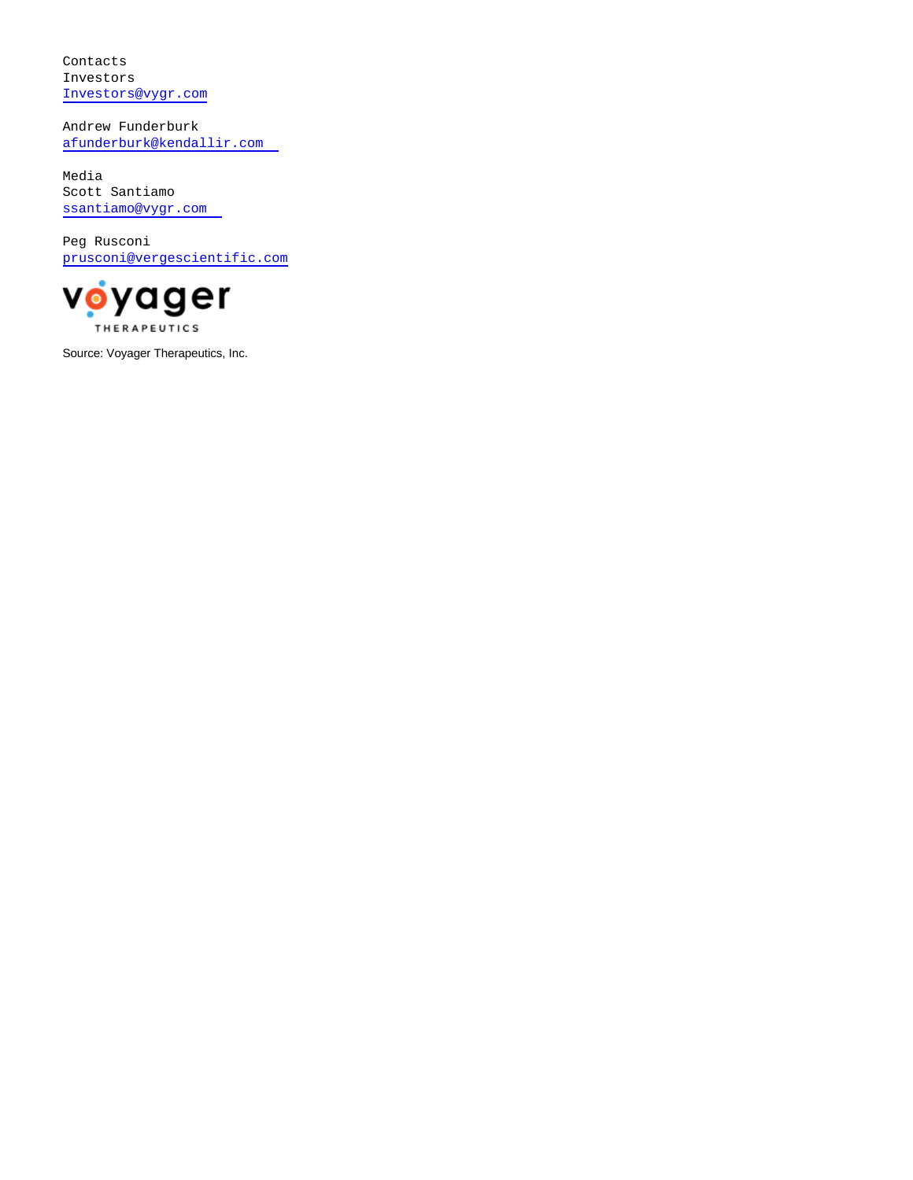Contacts
Investors
Investors@vygr.com

Andrew Funderburk
afunderburk@kendallir.com

Media
Scott Santiamo
ssantiamo@vygr.com

Peg Rusconi
prusconi@vergescientific.com

Source: Voyager Therapeutics, Inc.